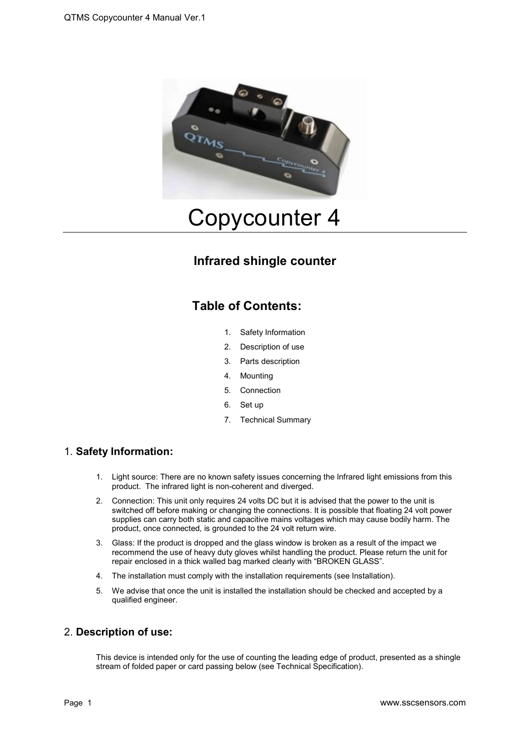# Copycounter 4

## Infrared shingle counter

### Table of Contents:

1. Safety Information
2. Description of use
3. Parts description
4. Mounting
5. Connection
6. Set up
7. Technical Summary

## 1. Safety Information:

1. Light source: There are no known safety issues concerning the Infrared light emissions from this product. The infrared light is non-coherent and diverged.
2. Connection: This unit only requires 24 volts DC but it is advised that the power to the unit is switched off before making or changing the connections. It is possible that floating 24 volt power supplies can carry both static and capacitive mains voltages which may cause bodily harm. The product, once connected, is grounded to the 24 volt return wire.
3. Glass: If the product is dropped and the glass window is broken as a result of the impact we recommend the use of heavy duty gloves whilst handling the product. Please return the unit for repair enclosed in a thick walled bag marked clearly with "BROKEN GLASS".
4. The installation must comply with the installation requirements (see Installation).
5. We advise that once the unit is installed the installation should be checked and accepted by a qualified engineer.

## 2. Description of use:

This device is intended only for the use of counting the leading edge of product, presented as a shingle stream of folded paper or card passing below (see Technical Specification).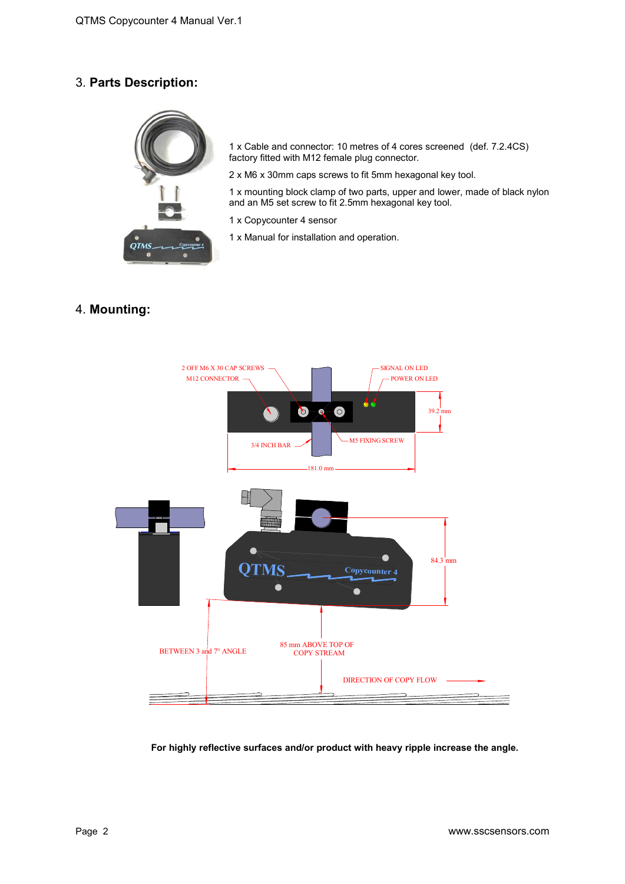## 3. **Parts Description:**

1 x Cable and connector: 10 metres of 4 cores screened (def. 7.2.4CS) factory fitted with M12 female plug connector.

2 x M6 x 30mm caps screws to fit 5mm hexagonal key tool.

1 x mounting block clamp of two parts, upper and lower, made of black nylon and an M5 set screw to fit 2.5mm hexagonal key tool.

1 x Copycounter 4 sensor

1 x Manual for installation and operation.

## 4. **Mounting:**

2 OFF M6 X 30 CAP SCREWS

M12 CONNECTOR

SIGNAL ON LED

POWER ON LED

39.2 mm

3/4 INCH BAR

M5 FIXING SCREW

181.0 mm

QTMS

Copycounter 4

84.3 mm

BETWEEN 3 and 7° ANGLE

85 mm ABOVE TOP OF COPY STREAM

DIRECTION OF COPY FLOW

**For highly reflective surfaces and/or product with heavy ripple increase the angle.**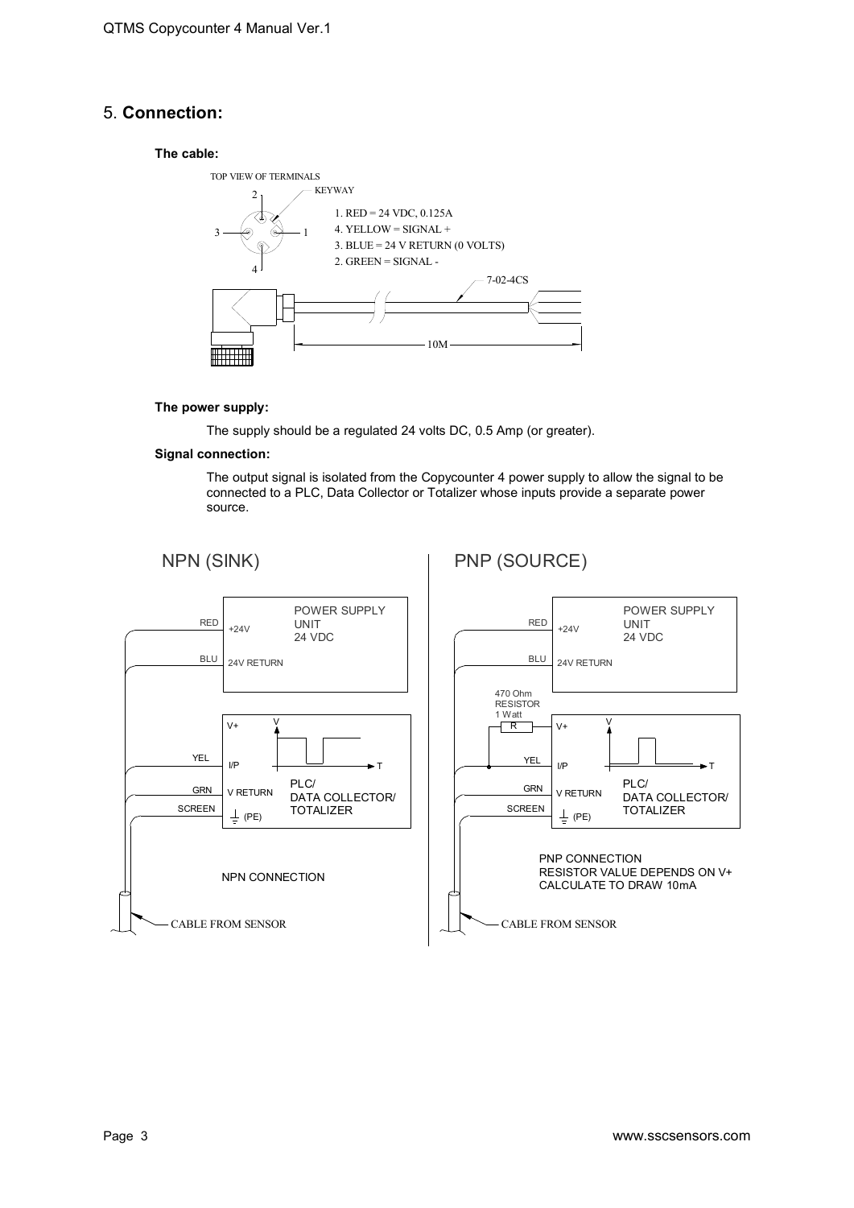# 5. **Connection:**

**The cable:**

TOP VIEW OF TERMINALS

KEYWAY

1. RED = 24 VDC, 0.125A
4. YELLOW = SIGNAL +
3. BLUE = 24 V RETURN (0 VOLTS)
2. GREEN = SIGNAL -

7-02-4CS

10M

**The power supply:**

The supply should be a regulated 24 volts DC, 0.5 Amp (or greater).

**Signal connection:**

The output signal is isolated from the Copycounter 4 power supply to allow the signal to be connected to a PLC, Data Collector or Totalizer whose inputs provide a separate power source.

NPN (SINK)

RED +24V POWER SUPPLY UNIT 24 VDC

BLU 24V RETURN

V+ V

YEL I/P T

GRN V RETURN PLC/ DATA COLLECTOR/ TOTALIZER

SCREEN (PE)

NPN CONNECTION

CABLE FROM SENSOR

PNP (SOURCE)

RED +24V POWER SUPPLY UNIT 24 VDC

BLU 24V RETURN

470 Ohm RESISTOR 1 Watt R

V+ V

YEL I/P T

GRN V RETURN PLC/ DATA COLLECTOR/ TOTALIZER

SCREEN (PE)

PNP CONNECTION
RESISTOR VALUE DEPENDS ON V+
CALCULATE TO DRAW 10mA

CABLE FROM SENSOR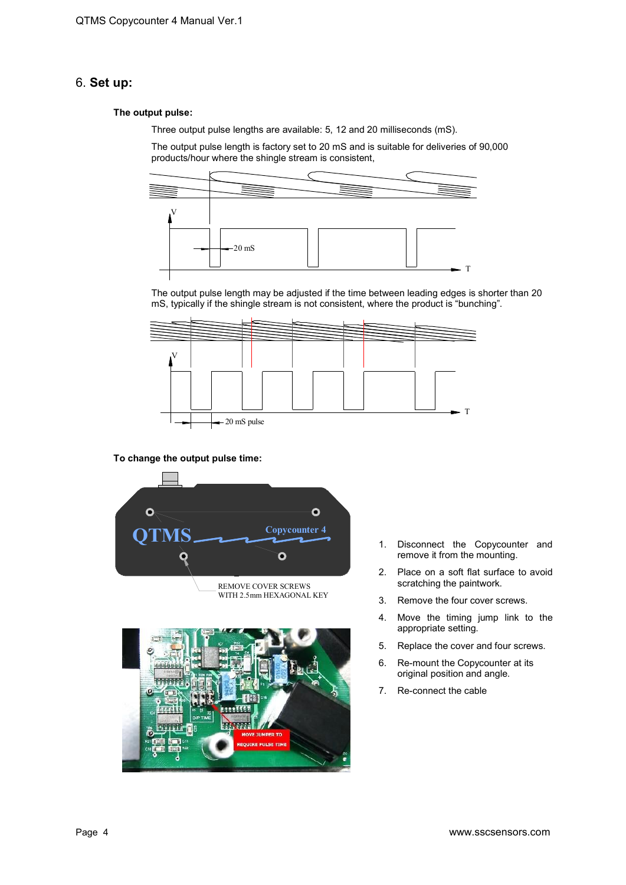# 6. **Set up:**

**The output pulse:**

Three output pulse lengths are available: 5, 12 and 20 milliseconds (mS).

The output pulse length is factory set to 20 mS and is suitable for deliveries of 90,000 products/hour where the shingle stream is consistent,

V

20 mS

T

The output pulse length may be adjusted if the time between leading edges is shorter than 20 mS, typically if the shingle stream is not consistent, where the product is "bunching".

V

T

20 mS pulse

**To change the output pulse time:**

QTMS

Copycounter 4

REMOVE COVER SCREWS WITH 2.5mm HEXAGONAL KEY

MOVE JUMPER TO REQUIRE PULSE TIME

1. Disconnect the Copycounter and remove it from the mounting.
2. Place on a soft flat surface to avoid scratching the paintwork.
3. Remove the four cover screws.
4. Move the timing jump link to the appropriate setting.
5. Replace the cover and four screws.
6. Re-mount the Copycounter at its original position and angle.
7. Re-connect the cable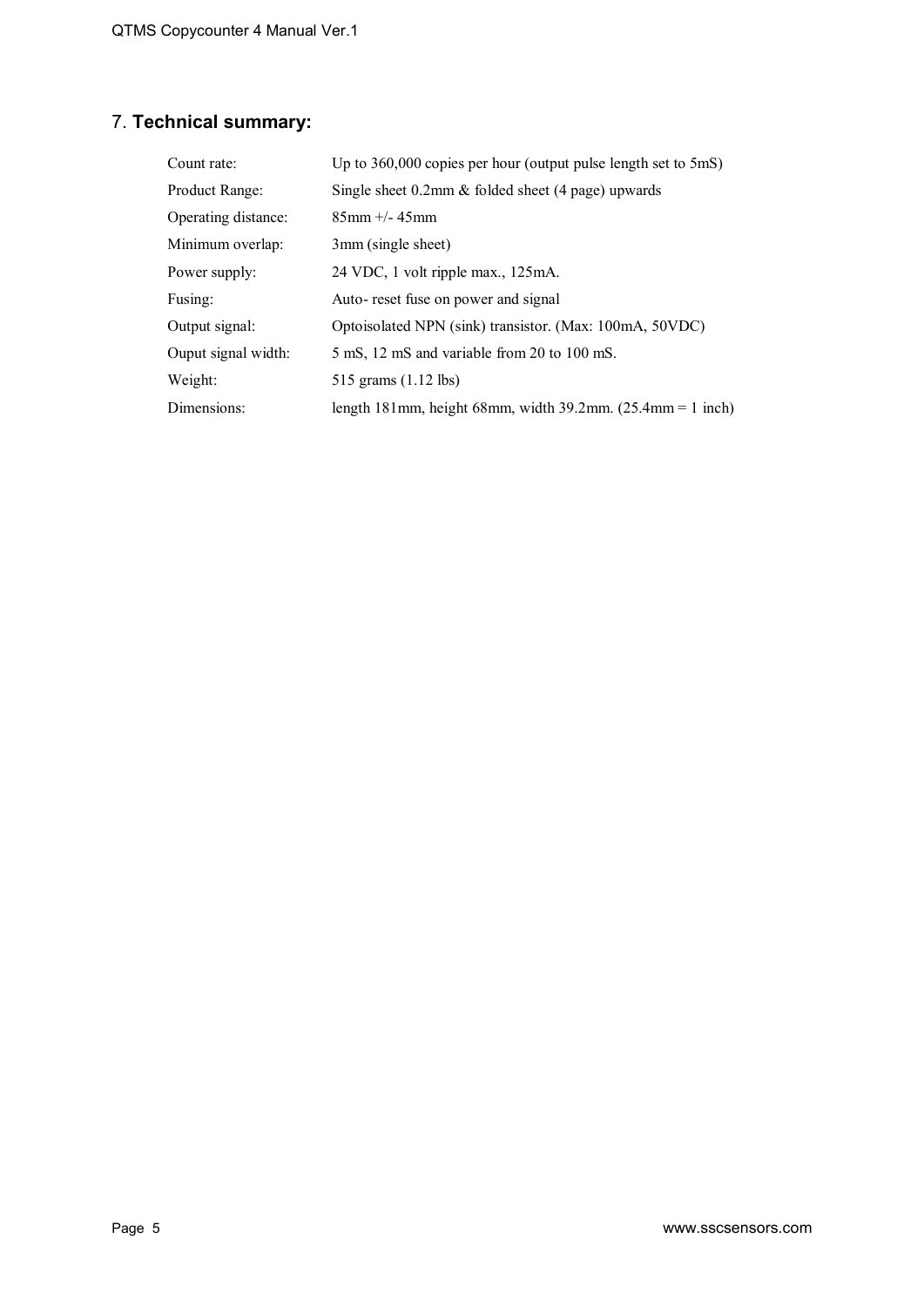## 7. **Technical summary:**

| | |
|---|---|
| Count rate: | Up to 360,000 copies per hour (output pulse length set to 5mS) |
| Product Range: | Single sheet 0.2mm & folded sheet (4 page) upwards |
| Operating distance: | 85mm +/- 45mm |
| Minimum overlap: | 3mm (single sheet) |
| Power supply: | 24 VDC, 1 volt ripple max., 125mA. |
| Fusing: | Auto- reset fuse on power and signal |
| Output signal: | Optoisolated NPN (sink) transistor. (Max: 100mA, 50VDC) |
| Ouput signal width: | 5 mS, 12 mS and variable from 20 to 100 mS. |
| Weight: | 515 grams (1.12 lbs) |
| Dimensions: | length 181mm, height 68mm, width 39.2mm. (25.4mm = 1 inch) |